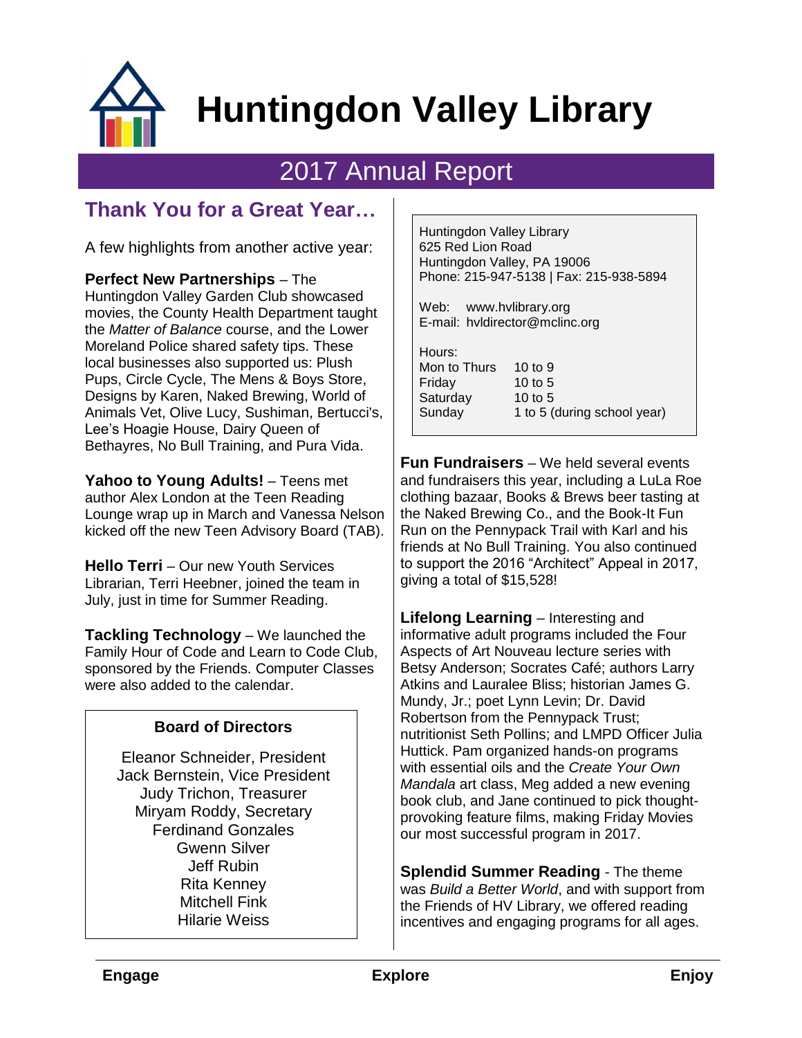# Huntingdon Valley Library

## 2017 Annual Report

### Thank You for a Great Year…

A few highlights from another active year:

**Perfect New Partnerships** – The Huntingdon Valley Garden Club showcased movies, the County Health Department taught the *Matter of Balance* course, and the Lower Moreland Police shared safety tips. These local businesses also supported us: Plush Pups, Circle Cycle, The Mens & Boys Store, Designs by Karen, Naked Brewing, World of Animals Vet, Olive Lucy, Sushiman, Bertucci's, Lee's Hoagie House, Dairy Queen of Bethayres, No Bull Training, and Pura Vida.

**Yahoo to Young Adults!** – Teens met author Alex London at the Teen Reading Lounge wrap up in March and Vanessa Nelson kicked off the new Teen Advisory Board (TAB).

**Hello Terri** – Our new Youth Services Librarian, Terri Heebner, joined the team in July, just in time for Summer Reading.

**Tackling Technology** – We launched the Family Hour of Code and Learn to Code Club, sponsored by the Friends. Computer Classes were also added to the calendar.

**Board of Directors**

Eleanor Schneider, President
Jack Bernstein, Vice President
Judy Trichon, Treasurer
Miryam Roddy, Secretary
Ferdinand Gonzales
Gwenn Silver
Jeff Rubin
Rita Kenney
Mitchell Fink
Hilarie Weiss

Huntingdon Valley Library
625 Red Lion Road
Huntingdon Valley, PA 19006
Phone: 215-947-5138 | Fax: 215-938-5894

Web: www.hvlibrary.org
E-mail: hvldirector@mclinc.org

Hours:

| | |
|---|---|
| Mon to Thurs | 10 to 9 |
| Friday | 10 to 5 |
| Saturday | 10 to 5 |
| Sunday | 1 to 5 (during school year) |

**Fun Fundraisers** – We held several events and fundraisers this year, including a LuLa Roe clothing bazaar, Books & Brews beer tasting at the Naked Brewing Co., and the Book-It Fun Run on the Pennypack Trail with Karl and his friends at No Bull Training. You also continued to support the 2016 "Architect" Appeal in 2017, giving a total of $15,528!

**Lifelong Learning** – Interesting and informative adult programs included the Four Aspects of Art Nouveau lecture series with Betsy Anderson; Socrates Café; authors Larry Atkins and Lauralee Bliss; historian James G. Mundy, Jr.; poet Lynn Levin; Dr. David Robertson from the Pennypack Trust; nutritionist Seth Pollins; and LMPD Officer Julia Huttick. Pam organized hands-on programs with essential oils and the *Create Your Own Mandala* art class, Meg added a new evening book club, and Jane continued to pick thought-provoking feature films, making Friday Movies our most successful program in 2017.

**Splendid Summer Reading** - The theme was *Build a Better World*, and with support from the Friends of HV Library, we offered reading incentives and engaging programs for all ages.

**Engage** **Explore** **Enjoy**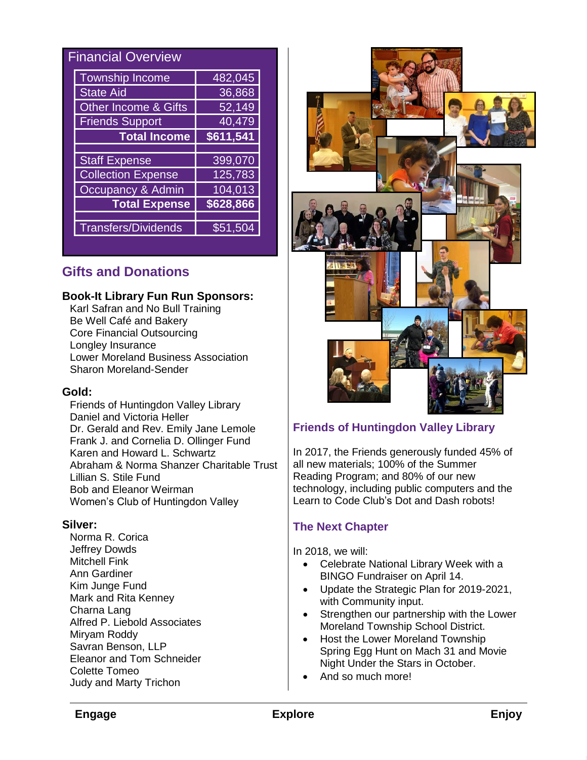## Financial Overview

| | |
|---|---|
| Township Income | 482,045 |
| State Aid | 36,868 |
| Other Income & Gifts | 52,149 |
| Friends Support | 40,479 |
| **Total Income** | **$611,541** |
| | |
| Staff Expense | 399,070 |
| Collection Expense | 125,783 |
| Occupancy & Admin | 104,013 |
| **Total Expense** | **$628,866** |
| | |
| Transfers/Dividends | $51,504 |

## Gifts and Donations

### Book-It Library Fun Run Sponsors:

Karl Safran and No Bull Training
Be Well Café and Bakery
Core Financial Outsourcing
Longley Insurance
Lower Moreland Business Association
Sharon Moreland-Sender

### Gold:

Friends of Huntingdon Valley Library
Daniel and Victoria Heller
Dr. Gerald and Rev. Emily Jane Lemole
Frank J. and Cornelia D. Ollinger Fund
Karen and Howard L. Schwartz
Abraham & Norma Shanzer Charitable Trust
Lillian S. Stile Fund
Bob and Eleanor Weirman
Women's Club of Huntingdon Valley

### Silver:

Norma R. Corica
Jeffrey Dowds
Mitchell Fink
Ann Gardiner
Kim Junge Fund
Mark and Rita Kenney
Charna Lang
Alfred P. Liebold Associates
Miryam Roddy
Savran Benson, LLP
Eleanor and Tom Schneider
Colette Tomeo
Judy and Marty Trichon

## Friends of Huntingdon Valley Library

In 2017, the Friends generously funded 45% of all new materials; 100% of the Summer Reading Program; and 80% of our new technology, including public computers and the Learn to Code Club's Dot and Dash robots!

## The Next Chapter

In 2018, we will:

- Celebrate National Library Week with a BINGO Fundraiser on April 14.
- Update the Strategic Plan for 2019-2021, with Community input.
- Strengthen our partnership with the Lower Moreland Township School District.
- Host the Lower Moreland Township Spring Egg Hunt on Mach 31 and Movie Night Under the Stars in October.
- And so much more!

**Engage** **Explore** **Enjoy**